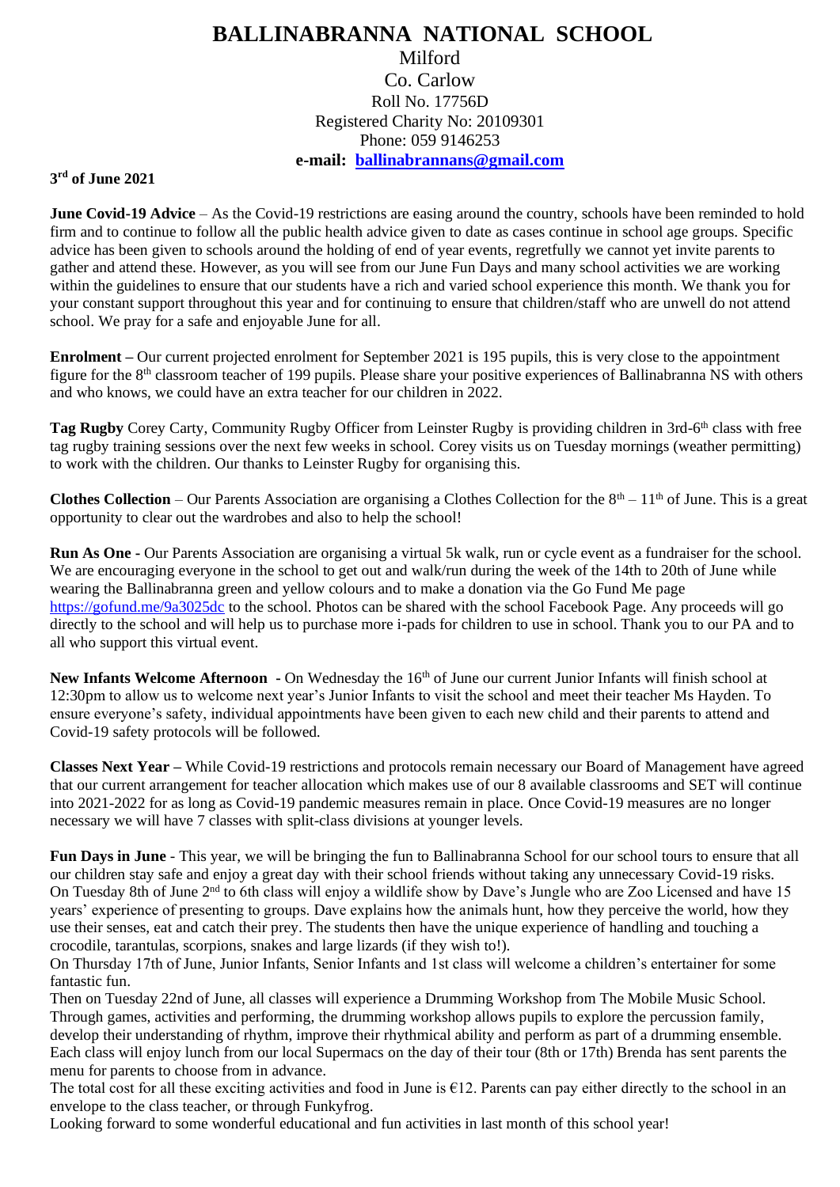# BALLINABRANNA NATIONAL SCHOOL

Milford
Co. Carlow
Roll No. 17756D
Registered Charity No: 20109301
Phone: 059 9146253
**e-mail: [ballinabrannans@gmail.com](mailto:ballinabrannans@gmail.com)**

**3rd of June 2021**

**June Covid-19 Advice** – As the Covid-19 restrictions are easing around the country, schools have been reminded to hold firm and to continue to follow all the public health advice given to date as cases continue in school age groups. Specific advice has been given to schools around the holding of end of year events, regretfully we cannot yet invite parents to gather and attend these. However, as you will see from our June Fun Days and many school activities we are working within the guidelines to ensure that our students have a rich and varied school experience this month. We thank you for your constant support throughout this year and for continuing to ensure that children/staff who are unwell do not attend school. We pray for a safe and enjoyable June for all.

**Enrolment –** Our current projected enrolment for September 2021 is 195 pupils, this is very close to the appointment figure for the 8th classroom teacher of 199 pupils. Please share your positive experiences of Ballinabranna NS with others and who knows, we could have an extra teacher for our children in 2022.

**Tag Rugby** Corey Carty, Community Rugby Officer from Leinster Rugby is providing children in 3rd-6th class with free tag rugby training sessions over the next few weeks in school. Corey visits us on Tuesday mornings (weather permitting) to work with the children. Our thanks to Leinster Rugby for organising this.

**Clothes Collection** – Our Parents Association are organising a Clothes Collection for the 8th – 11th of June. This is a great opportunity to clear out the wardrobes and also to help the school!

**Run As One -** Our Parents Association are organising a virtual 5k walk, run or cycle event as a fundraiser for the school. We are encouraging everyone in the school to get out and walk/run during the week of the 14th to 20th of June while wearing the Ballinabranna green and yellow colours and to make a donation via the Go Fund Me page https://gofund.me/9a3025dc to the school. Photos can be shared with the school Facebook Page. Any proceeds will go directly to the school and will help us to purchase more i-pads for children to use in school. Thank you to our PA and to all who support this virtual event.

**New Infants Welcome Afternoon -** On Wednesday the 16th of June our current Junior Infants will finish school at 12:30pm to allow us to welcome next year's Junior Infants to visit the school and meet their teacher Ms Hayden. To ensure everyone's safety, individual appointments have been given to each new child and their parents to attend and Covid-19 safety protocols will be followed.

**Classes Next Year –** While Covid-19 restrictions and protocols remain necessary our Board of Management have agreed that our current arrangement for teacher allocation which makes use of our 8 available classrooms and SET will continue into 2021-2022 for as long as Covid-19 pandemic measures remain in place. Once Covid-19 measures are no longer necessary we will have 7 classes with split-class divisions at younger levels.

**Fun Days in June** - This year, we will be bringing the fun to Ballinabranna School for our school tours to ensure that all our children stay safe and enjoy a great day with their school friends without taking any unnecessary Covid-19 risks. On Tuesday 8th of June 2nd to 6th class will enjoy a wildlife show by Dave's Jungle who are Zoo Licensed and have 15 years' experience of presenting to groups. Dave explains how the animals hunt, how they perceive the world, how they use their senses, eat and catch their prey. The students then have the unique experience of handling and touching a crocodile, tarantulas, scorpions, snakes and large lizards (if they wish to!).

On Thursday 17th of June, Junior Infants, Senior Infants and 1st class will welcome a children's entertainer for some fantastic fun.

Then on Tuesday 22nd of June, all classes will experience a Drumming Workshop from The Mobile Music School. Through games, activities and performing, the drumming workshop allows pupils to explore the percussion family, develop their understanding of rhythm, improve their rhythmical ability and perform as part of a drumming ensemble. Each class will enjoy lunch from our local Supermacs on the day of their tour (8th or 17th) Brenda has sent parents the menu for parents to choose from in advance.

The total cost for all these exciting activities and food in June is €12. Parents can pay either directly to the school in an envelope to the class teacher, or through Funkyfrog.

Looking forward to some wonderful educational and fun activities in last month of this school year!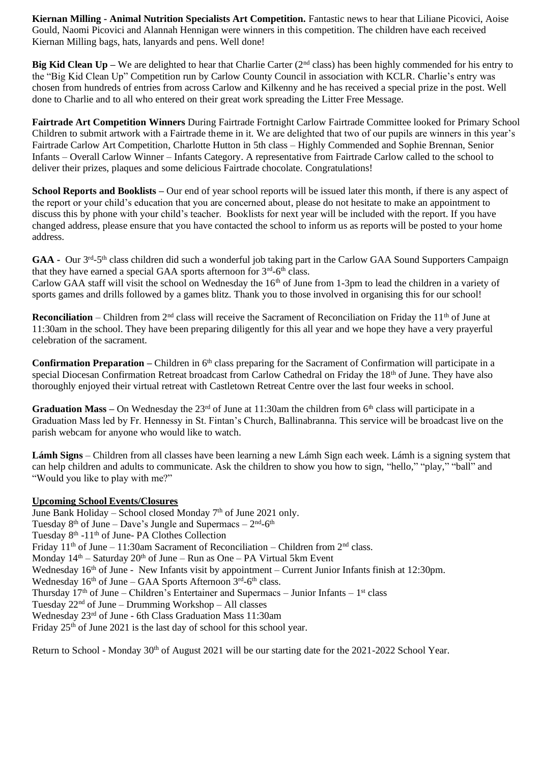**Kiernan Milling - Animal Nutrition Specialists Art Competition.** Fantastic news to hear that Liliane Picovici, Aoise Gould, Naomi Picovici and Alannah Hennigan were winners in this competition. The children have each received Kiernan Milling bags, hats, lanyards and pens. Well done!

**Big Kid Clean Up –** We are delighted to hear that Charlie Carter (2nd class) has been highly commended for his entry to the "Big Kid Clean Up" Competition run by Carlow County Council in association with KCLR. Charlie's entry was chosen from hundreds of entries from across Carlow and Kilkenny and he has received a special prize in the post. Well done to Charlie and to all who entered on their great work spreading the Litter Free Message.

**Fairtrade Art Competition Winners** During Fairtrade Fortnight Carlow Fairtrade Committee looked for Primary School Children to submit artwork with a Fairtrade theme in it. We are delighted that two of our pupils are winners in this year's Fairtrade Carlow Art Competition, Charlotte Hutton in 5th class – Highly Commended and Sophie Brennan, Senior Infants – Overall Carlow Winner – Infants Category. A representative from Fairtrade Carlow called to the school to deliver their prizes, plaques and some delicious Fairtrade chocolate. Congratulations!

**School Reports and Booklists –** Our end of year school reports will be issued later this month, if there is any aspect of the report or your child's education that you are concerned about, please do not hesitate to make an appointment to discuss this by phone with your child's teacher. Booklists for next year will be included with the report. If you have changed address, please ensure that you have contacted the school to inform us as reports will be posted to your home address.

**GAA -** Our 3rd-5th class children did such a wonderful job taking part in the Carlow GAA Sound Supporters Campaign that they have earned a special GAA sports afternoon for 3rd-6th class.
Carlow GAA staff will visit the school on Wednesday the 16th of June from 1-3pm to lead the children in a variety of sports games and drills followed by a games blitz. Thank you to those involved in organising this for our school!

**Reconciliation** – Children from 2nd class will receive the Sacrament of Reconciliation on Friday the 11th of June at 11:30am in the school. They have been preparing diligently for this all year and we hope they have a very prayerful celebration of the sacrament.

**Confirmation Preparation –** Children in 6th class preparing for the Sacrament of Confirmation will participate in a special Diocesan Confirmation Retreat broadcast from Carlow Cathedral on Friday the 18th of June. They have also thoroughly enjoyed their virtual retreat with Castletown Retreat Centre over the last four weeks in school.

**Graduation Mass –** On Wednesday the 23rd of June at 11:30am the children from 6th class will participate in a Graduation Mass led by Fr. Hennessy in St. Fintan's Church, Ballinabranna. This service will be broadcast live on the parish webcam for anyone who would like to watch.

**Lámh Signs** – Children from all classes have been learning a new Lámh Sign each week. Lámh is a signing system that can help children and adults to communicate. Ask the children to show you how to sign, "hello," "play," "ball" and "Would you like to play with me?"

**Upcoming School Events/Closures**

June Bank Holiday – School closed Monday 7th of June 2021 only.
Tuesday 8th of June – Dave's Jungle and Supermacs – 2nd-6th
Tuesday 8th -11th of June- PA Clothes Collection
Friday 11th of June – 11:30am Sacrament of Reconciliation – Children from 2nd class.
Monday 14th – Saturday 20th of June – Run as One – PA Virtual 5km Event
Wednesday 16th of June - New Infants visit by appointment – Current Junior Infants finish at 12:30pm.
Wednesday 16th of June – GAA Sports Afternoon 3rd-6th class.
Thursday 17th of June – Children's Entertainer and Supermacs – Junior Infants – 1st class
Tuesday 22nd of June – Drumming Workshop – All classes
Wednesday 23rd of June - 6th Class Graduation Mass 11:30am
Friday 25th of June 2021 is the last day of school for this school year.

Return to School - Monday 30th of August 2021 will be our starting date for the 2021-2022 School Year.